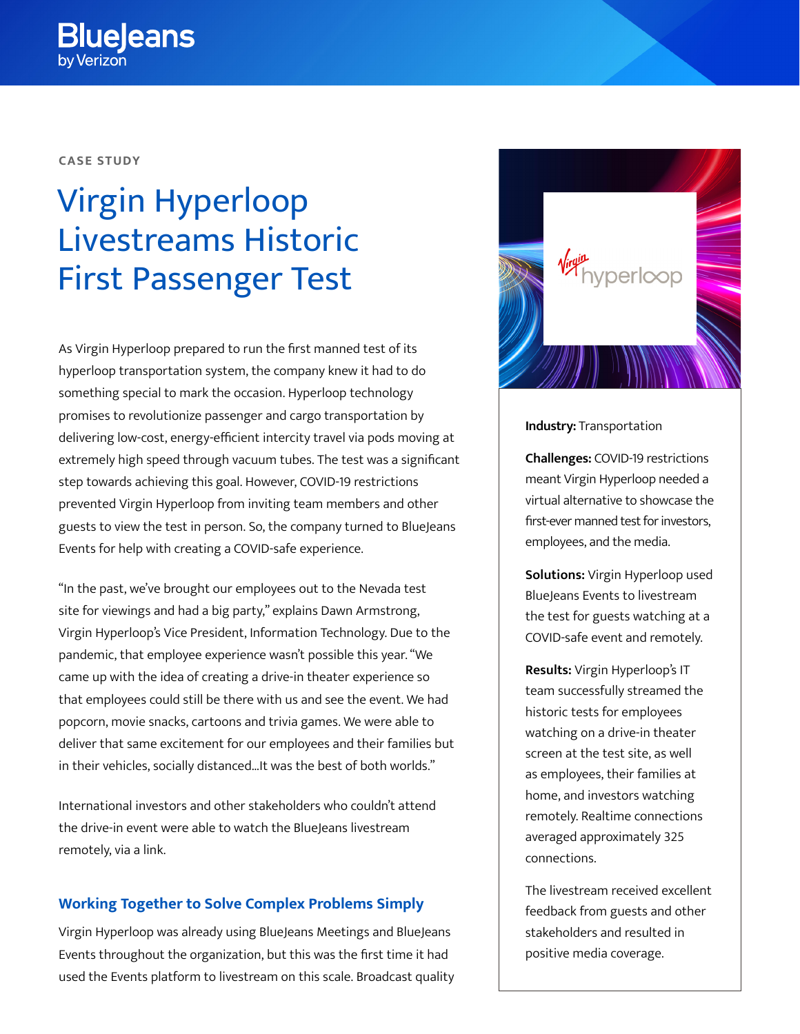CASE STUDY

# Virgin Hyperloop Livestreams Historic First Passenger Test

As Virgin Hyperloop prepared to run the first manned test of its hyperloop transportation system, the company knew it had to do something special to mark the occasion. Hyperloop technology promises to revolutionize passenger and cargo transportation by delivering low-cost, energy-efficient intercity travel via pods moving at extremely high speed through vacuum tubes. The test was a significant step towards achieving this goal. However, COVID-19 restrictions prevented Virgin Hyperloop from inviting team members and other guests to view the test in person. So, the company turned to BlueJeans Events for help with creating a COVID-safe experience.

"In the past, we've brought our employees out to the Nevada test site for viewings and had a big party," explains Dawn Armstrong, Virgin Hyperloop's Vice President, Information Technology. Due to the pandemic, that employee experience wasn't possible this year. "We came up with the idea of creating a drive-in theater experience so that employees could still be there with us and see the event. We had popcorn, movie snacks, cartoons and trivia games. We were able to deliver that same excitement for our employees and their families but in their vehicles, socially distanced...It was the best of both worlds."

International investors and other stakeholders who couldn't attend the drive-in event were able to watch the BlueJeans livestream remotely, via a link.

**Industry:** Transportation

**Challenges:** COVID-19 restrictions meant Virgin Hyperloop needed a virtual alternative to showcase the first-ever manned test for investors, employees, and the media.

**Solutions:** Virgin Hyperloop used BlueJeans Events to livestream the test for guests watching at a COVID-safe event and remotely.

**Results:** Virgin Hyperloop's IT team successfully streamed the historic tests for employees watching on a drive-in theater screen at the test site, as well as employees, their families at home, and investors watching remotely. Realtime connections averaged approximately 325 connections.

The livestream received excellent feedback from guests and other stakeholders and resulted in positive media coverage.

### Working Together to Solve Complex Problems Simply

Virgin Hyperloop was already using BlueJeans Meetings and BlueJeans Events throughout the organization, but this was the first time it had used the Events platform to livestream on this scale. Broadcast quality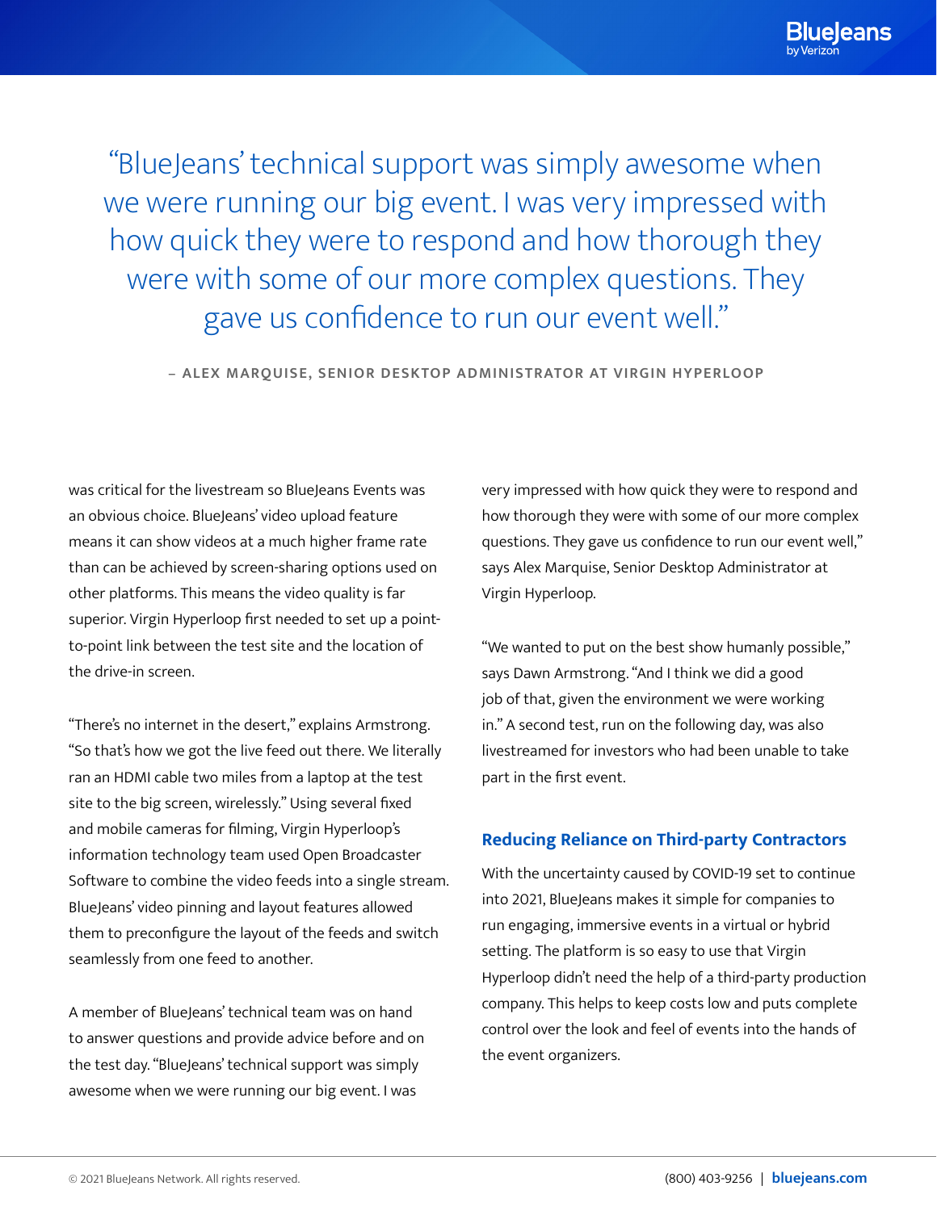> "BlueJeans' technical support was simply awesome when we were running our big event. I was very impressed with how quick they were to respond and how thorough they were with some of our more complex questions. They gave us confidence to run our event well."
>
> – ALEX MARQUISE, SENIOR DESKTOP ADMINISTRATOR AT VIRGIN HYPERLOOP

was critical for the livestream so BlueJeans Events was an obvious choice. BlueJeans' video upload feature means it can show videos at a much higher frame rate than can be achieved by screen-sharing options used on other platforms. This means the video quality is far superior. Virgin Hyperloop first needed to set up a point-to-point link between the test site and the location of the drive-in screen.

"There's no internet in the desert," explains Armstrong. "So that's how we got the live feed out there. We literally ran an HDMI cable two miles from a laptop at the test site to the big screen, wirelessly." Using several fixed and mobile cameras for filming, Virgin Hyperloop's information technology team used Open Broadcaster Software to combine the video feeds into a single stream. BlueJeans' video pinning and layout features allowed them to preconfigure the layout of the feeds and switch seamlessly from one feed to another.

A member of BlueJeans' technical team was on hand to answer questions and provide advice before and on the test day. "BlueJeans' technical support was simply awesome when we were running our big event. I was very impressed with how quick they were to respond and how thorough they were with some of our more complex questions. They gave us confidence to run our event well," says Alex Marquise, Senior Desktop Administrator at Virgin Hyperloop.

"We wanted to put on the best show humanly possible," says Dawn Armstrong. "And I think we did a good job of that, given the environment we were working in." A second test, run on the following day, was also livestreamed for investors who had been unable to take part in the first event.

## Reducing Reliance on Third-party Contractors

With the uncertainty caused by COVID-19 set to continue into 2021, BlueJeans makes it simple for companies to run engaging, immersive events in a virtual or hybrid setting. The platform is so easy to use that Virgin Hyperloop didn't need the help of a third-party production company. This helps to keep costs low and puts complete control over the look and feel of events into the hands of the event organizers.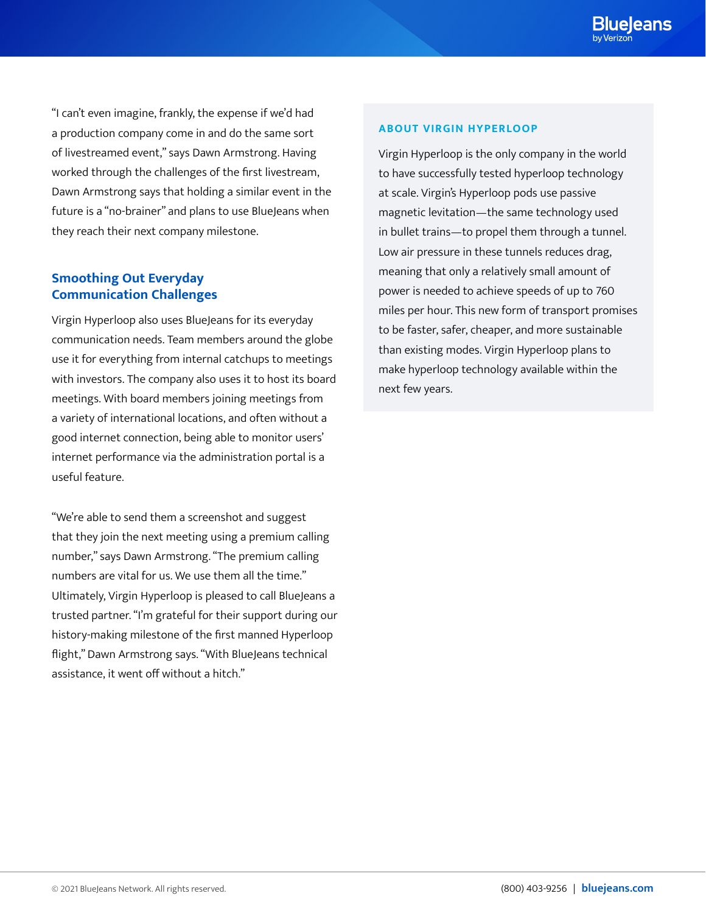"I can't even imagine, frankly, the expense if we'd had a production company come in and do the same sort of livestreamed event," says Dawn Armstrong. Having worked through the challenges of the first livestream, Dawn Armstrong says that holding a similar event in the future is a "no-brainer" and plans to use BlueJeans when they reach their next company milestone.

## Smoothing Out Everyday Communication Challenges

Virgin Hyperloop also uses BlueJeans for its everyday communication needs. Team members around the globe use it for everything from internal catchups to meetings with investors. The company also uses it to host its board meetings. With board members joining meetings from a variety of international locations, and often without a good internet connection, being able to monitor users' internet performance via the administration portal is a useful feature.

"We're able to send them a screenshot and suggest that they join the next meeting using a premium calling number," says Dawn Armstrong. "The premium calling numbers are vital for us. We use them all the time." Ultimately, Virgin Hyperloop is pleased to call BlueJeans a trusted partner. "I'm grateful for their support during our history-making milestone of the first manned Hyperloop flight," Dawn Armstrong says. "With BlueJeans technical assistance, it went off without a hitch."

### ABOUT VIRGIN HYPERLOOP

Virgin Hyperloop is the only company in the world to have successfully tested hyperloop technology at scale. Virgin's Hyperloop pods use passive magnetic levitation—the same technology used in bullet trains—to propel them through a tunnel. Low air pressure in these tunnels reduces drag, meaning that only a relatively small amount of power is needed to achieve speeds of up to 760 miles per hour. This new form of transport promises to be faster, safer, cheaper, and more sustainable than existing modes. Virgin Hyperloop plans to make hyperloop technology available within the next few years.